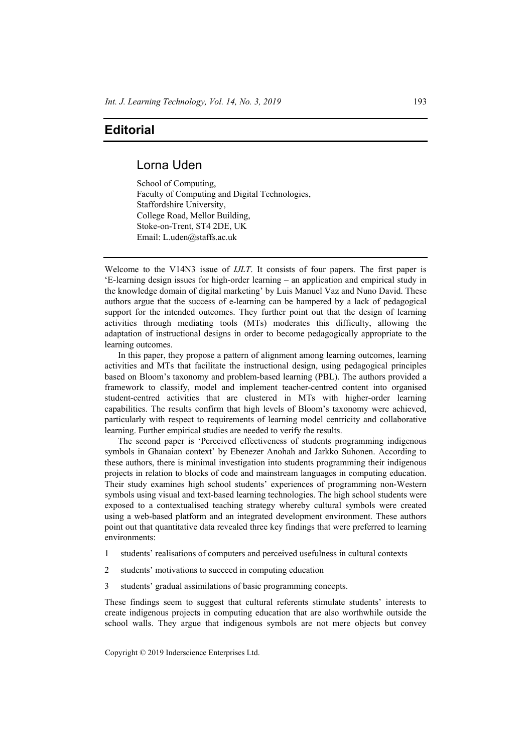# Editorial

## Lorna Uden

School of Computing,
Faculty of Computing and Digital Technologies,
Staffordshire University,
College Road, Mellor Building,
Stoke-on-Trent, ST4 2DE, UK
Email: L.uden@staffs.ac.uk

Welcome to the V14N3 issue of *IJLT*. It consists of four papers. The first paper is 'E-learning design issues for high-order learning – an application and empirical study in the knowledge domain of digital marketing' by Luis Manuel Vaz and Nuno David. These authors argue that the success of e-learning can be hampered by a lack of pedagogical support for the intended outcomes. They further point out that the design of learning activities through mediating tools (MTs) moderates this difficulty, allowing the adaptation of instructional designs in order to become pedagogically appropriate to the learning outcomes.

In this paper, they propose a pattern of alignment among learning outcomes, learning activities and MTs that facilitate the instructional design, using pedagogical principles based on Bloom's taxonomy and problem-based learning (PBL). The authors provided a framework to classify, model and implement teacher-centred content into organised student-centred activities that are clustered in MTs with higher-order learning capabilities. The results confirm that high levels of Bloom's taxonomy were achieved, particularly with respect to requirements of learning model centricity and collaborative learning. Further empirical studies are needed to verify the results.

The second paper is 'Perceived effectiveness of students programming indigenous symbols in Ghanaian context' by Ebenezer Anohah and Jarkko Suhonen. According to these authors, there is minimal investigation into students programming their indigenous projects in relation to blocks of code and mainstream languages in computing education. Their study examines high school students' experiences of programming non-Western symbols using visual and text-based learning technologies. The high school students were exposed to a contextualised teaching strategy whereby cultural symbols were created using a web-based platform and an integrated development environment. These authors point out that quantitative data revealed three key findings that were preferred to learning environments:

1. students' realisations of computers and perceived usefulness in cultural contexts
2. students' motivations to succeed in computing education
3. students' gradual assimilations of basic programming concepts.

These findings seem to suggest that cultural referents stimulate students' interests to create indigenous projects in computing education that are also worthwhile outside the school walls. They argue that indigenous symbols are not mere objects but convey

Copyright © 2019 Inderscience Enterprises Ltd.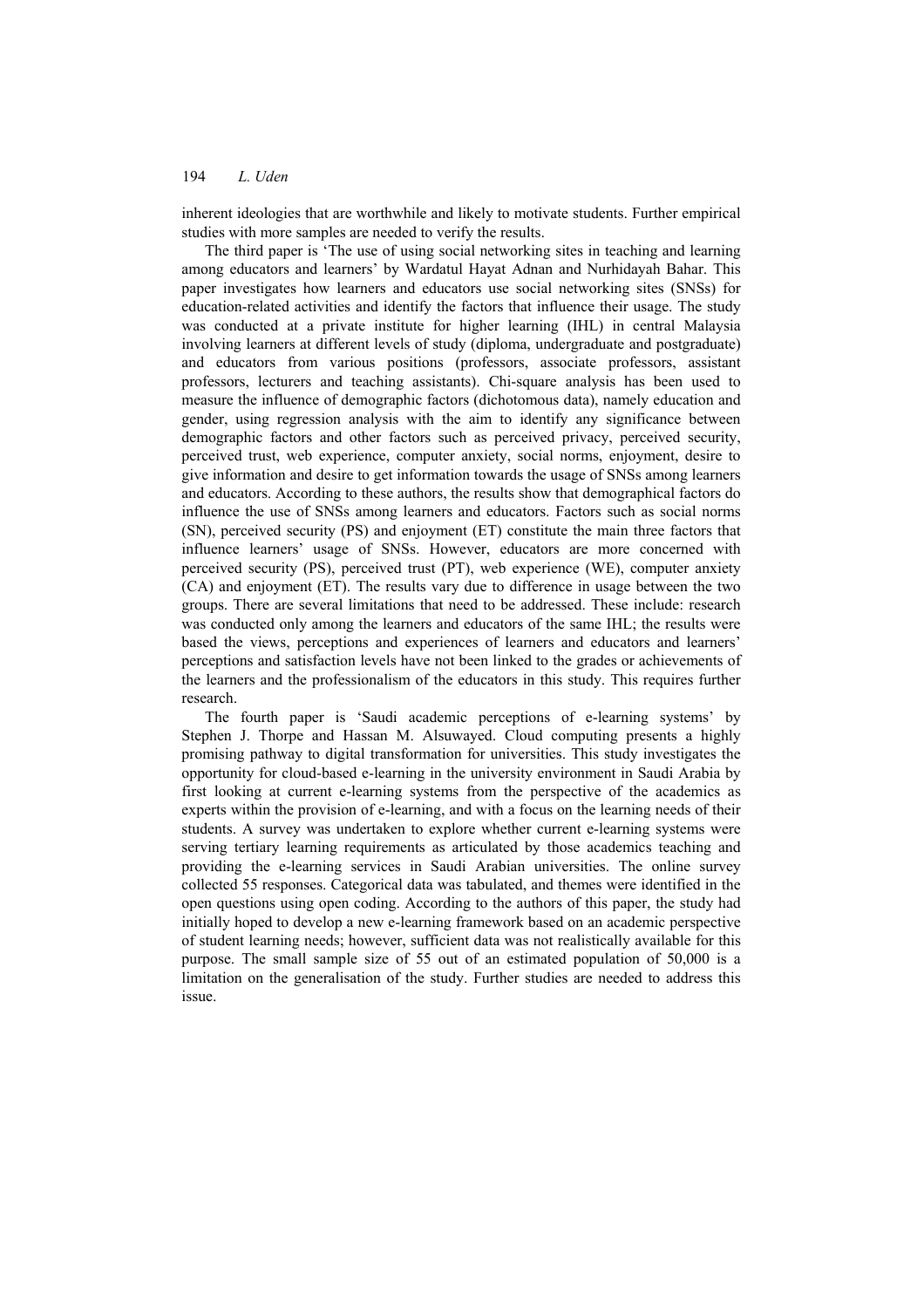inherent ideologies that are worthwhile and likely to motivate students. Further empirical studies with more samples are needed to verify the results.

The third paper is 'The use of using social networking sites in teaching and learning among educators and learners' by Wardatul Hayat Adnan and Nurhidayah Bahar. This paper investigates how learners and educators use social networking sites (SNSs) for education-related activities and identify the factors that influence their usage. The study was conducted at a private institute for higher learning (IHL) in central Malaysia involving learners at different levels of study (diploma, undergraduate and postgraduate) and educators from various positions (professors, associate professors, assistant professors, lecturers and teaching assistants). Chi-square analysis has been used to measure the influence of demographic factors (dichotomous data), namely education and gender, using regression analysis with the aim to identify any significance between demographic factors and other factors such as perceived privacy, perceived security, perceived trust, web experience, computer anxiety, social norms, enjoyment, desire to give information and desire to get information towards the usage of SNSs among learners and educators. According to these authors, the results show that demographical factors do influence the use of SNSs among learners and educators. Factors such as social norms (SN), perceived security (PS) and enjoyment (ET) constitute the main three factors that influence learners' usage of SNSs. However, educators are more concerned with perceived security (PS), perceived trust (PT), web experience (WE), computer anxiety (CA) and enjoyment (ET). The results vary due to difference in usage between the two groups. There are several limitations that need to be addressed. These include: research was conducted only among the learners and educators of the same IHL; the results were based the views, perceptions and experiences of learners and educators and learners' perceptions and satisfaction levels have not been linked to the grades or achievements of the learners and the professionalism of the educators in this study. This requires further research.

The fourth paper is 'Saudi academic perceptions of e-learning systems' by Stephen J. Thorpe and Hassan M. Alsuwayed. Cloud computing presents a highly promising pathway to digital transformation for universities. This study investigates the opportunity for cloud-based e-learning in the university environment in Saudi Arabia by first looking at current e-learning systems from the perspective of the academics as experts within the provision of e-learning, and with a focus on the learning needs of their students. A survey was undertaken to explore whether current e-learning systems were serving tertiary learning requirements as articulated by those academics teaching and providing the e-learning services in Saudi Arabian universities. The online survey collected 55 responses. Categorical data was tabulated, and themes were identified in the open questions using open coding. According to the authors of this paper, the study had initially hoped to develop a new e-learning framework based on an academic perspective of student learning needs; however, sufficient data was not realistically available for this purpose. The small sample size of 55 out of an estimated population of 50,000 is a limitation on the generalisation of the study. Further studies are needed to address this issue.